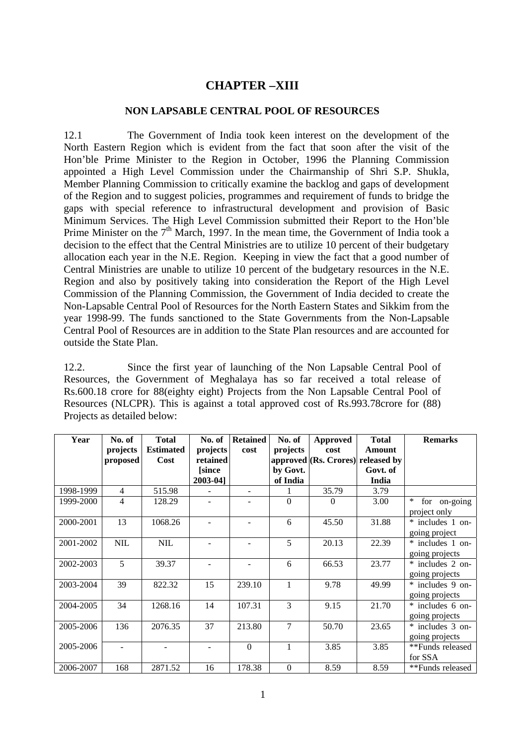# CHAPTER –XIII

## NON LAPSABLE CENTRAL POOL OF RESOURCES

12.1 The Government of India took keen interest on the development of the North Eastern Region which is evident from the fact that soon after the visit of the Hon'ble Prime Minister to the Region in October, 1996 the Planning Commission appointed a High Level Commission under the Chairmanship of Shri S.P. Shukla, Member Planning Commission to critically examine the backlog and gaps of development of the Region and to suggest policies, programmes and requirement of funds to bridge the gaps with special reference to infrastructural development and provision of Basic Minimum Services. The High Level Commission submitted their Report to the Hon'ble Prime Minister on the 7th March, 1997. In the mean time, the Government of India took a decision to the effect that the Central Ministries are to utilize 10 percent of their budgetary allocation each year in the N.E. Region. Keeping in view the fact that a good number of Central Ministries are unable to utilize 10 percent of the budgetary resources in the N.E. Region and also by positively taking into consideration the Report of the High Level Commission of the Planning Commission, the Government of India decided to create the Non-Lapsable Central Pool of Resources for the North Eastern States and Sikkim from the year 1998-99. The funds sanctioned to the State Governments from the Non-Lapsable Central Pool of Resources are in addition to the State Plan resources and are accounted for outside the State Plan.

12.2. Since the first year of launching of the Non Lapsable Central Pool of Resources, the Government of Meghalaya has so far received a total release of Rs.600.18 crore for 88(eighty eight) Projects from the Non Lapsable Central Pool of Resources (NLCPR). This is against a total approved cost of Rs.993.78crore for (88) Projects as detailed below:

| Year | No. of projects proposed | Total Estimated Cost | No. of projects retained [since 2003-04] | Retained cost | No. of projects approved by Govt. of India | Approved cost (Rs. Crores) | Total Amount released by Govt. of India | Remarks |
|---|---|---|---|---|---|---|---|---|
| 1998-1999 | 4 | 515.98 | - | - | 1 | 35.79 | 3.79 | |
| 1999-2000 | 4 | 128.29 | - | - | 0 | 0 | 3.00 | * for on-going project only |
| 2000-2001 | 13 | 1068.26 | - | - | 6 | 45.50 | 31.88 | * includes 1 on-going project |
| 2001-2002 | NIL | NIL | - | - | 5 | 20.13 | 22.39 | * includes 1 on-going projects |
| 2002-2003 | 5 | 39.37 | - | - | 6 | 66.53 | 23.77 | * includes 2 on-going projects |
| 2003-2004 | 39 | 822.32 | 15 | 239.10 | 1 | 9.78 | 49.99 | * includes 9 on-going projects |
| 2004-2005 | 34 | 1268.16 | 14 | 107.31 | 3 | 9.15 | 21.70 | * includes 6 on-going projects |
| 2005-2006 | 136 | 2076.35 | 37 | 213.80 | 7 | 50.70 | 23.65 | * includes 3 on-going projects |
| 2005-2006 | - | - | - | 0 | 1 | 3.85 | 3.85 | **Funds released for SSA |
| 2006-2007 | 168 | 2871.52 | 16 | 178.38 | 0 | 8.59 | 8.59 | **Funds released |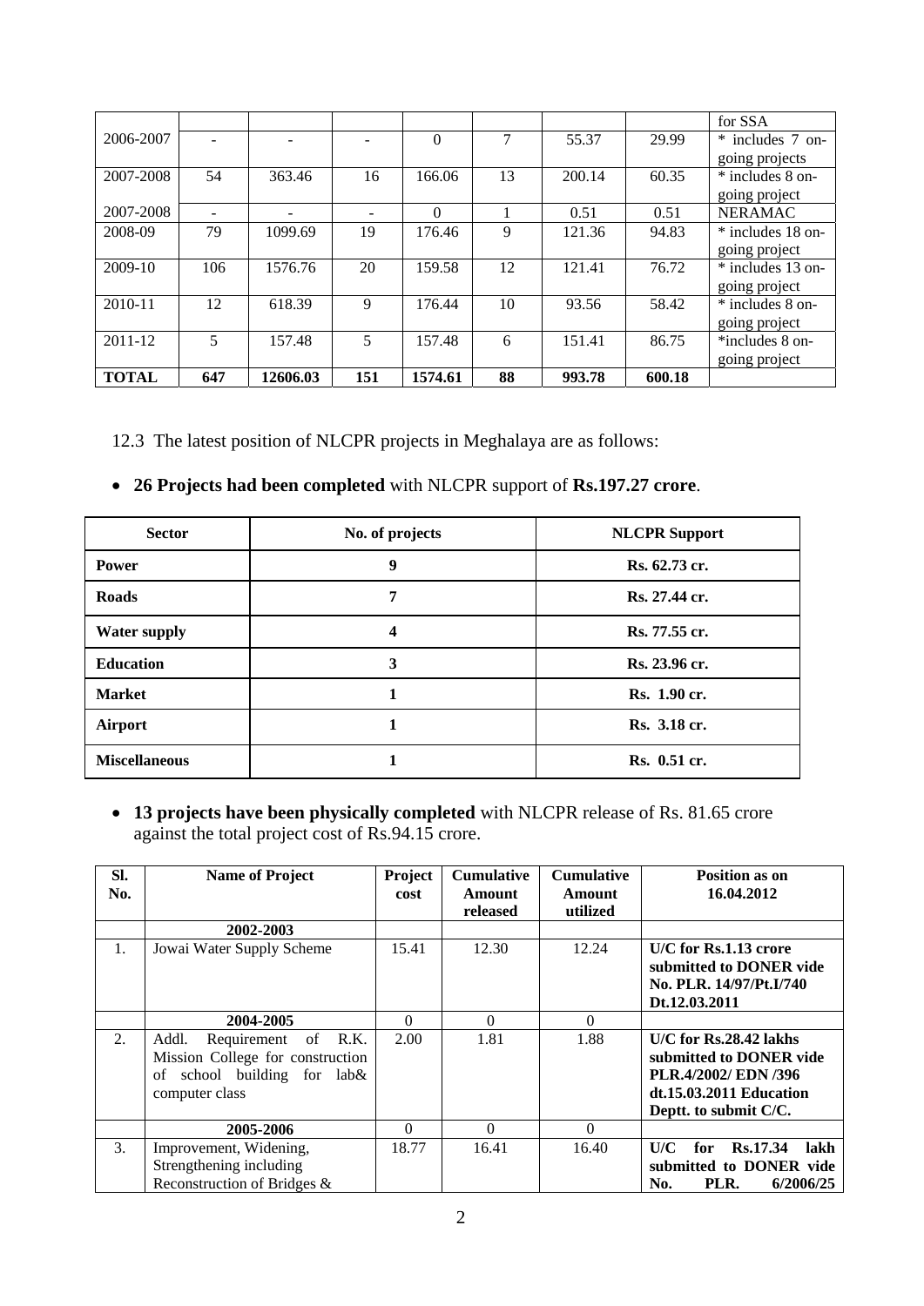|  |  |  |  |  |  |  |  | for SSA |
|---|---|---|---|---|---|---|---|---|
| 2006-2007 | - | - | - | 0 | 7 | 55.37 | 29.99 | * includes 7 on-going projects |
| 2007-2008 | 54 | 363.46 | 16 | 166.06 | 13 | 200.14 | 60.35 | * includes 8 on-going project |
| 2007-2008 | - | - | - | 0 | 1 | 0.51 | 0.51 | NERAMAC |
| 2008-09 | 79 | 1099.69 | 19 | 176.46 | 9 | 121.36 | 94.83 | * includes 18 on-going project |
| 2009-10 | 106 | 1576.76 | 20 | 159.58 | 12 | 121.41 | 76.72 | * includes 13 on-going project |
| 2010-11 | 12 | 618.39 | 9 | 176.44 | 10 | 93.56 | 58.42 | * includes 8 on-going project |
| 2011-12 | 5 | 157.48 | 5 | 157.48 | 6 | 151.41 | 86.75 | *includes 8 on-going project |
| **TOTAL** | **647** | **12606.03** | **151** | **1574.61** | **88** | **993.78** | **600.18** |  |

12.3 The latest position of NLCPR projects in Meghalaya are as follows:

- **26 Projects had been completed** with NLCPR support of **Rs.197.27 crore**.

| Sector | No. of projects | NLCPR Support |
|---|---|---|
| **Power** | **9** | **Rs. 62.73 cr.** |
| **Roads** | **7** | **Rs. 27.44 cr.** |
| **Water supply** | **4** | **Rs. 77.55 cr.** |
| **Education** | **3** | **Rs. 23.96 cr.** |
| **Market** | **1** | **Rs. 1.90 cr.** |
| **Airport** | **1** | **Rs. 3.18 cr.** |
| **Miscellaneous** | **1** | **Rs. 0.51 cr.** |

- **13 projects have been physically completed** with NLCPR release of Rs. 81.65 crore against the total project cost of Rs.94.15 crore.

| Sl. No. | Name of Project | Project cost | Cumulative Amount released | Cumulative Amount utilized | Position as on 16.04.2012 |
|---|---|---|---|---|---|
|  | **2002-2003** |  |  |  |  |
| 1. | Jowai Water Supply Scheme | 15.41 | 12.30 | 12.24 | **U/C for Rs.1.13 crore submitted to DONER vide No. PLR. 14/97/Pt.I/740 Dt.12.03.2011** |
|  | **2004-2005** | 0 | 0 | 0 |  |
| 2. | Addl. Requirement of R.K. Mission College for construction of school building for lab& computer class | 2.00 | 1.81 | 1.88 | **U/C for Rs.28.42 lakhs submitted to DONER vide PLR.4/2002/ EDN /396 dt.15.03.2011 Education Deptt. to submit C/C.** |
|  | **2005-2006** | 0 | 0 | 0 |  |
| 3. | Improvement, Widening, Strengthening including Reconstruction of Bridges & | 18.77 | 16.41 | 16.40 | **U/C for Rs.17.34 lakh submitted to DONER vide No. PLR. 6/2006/25** |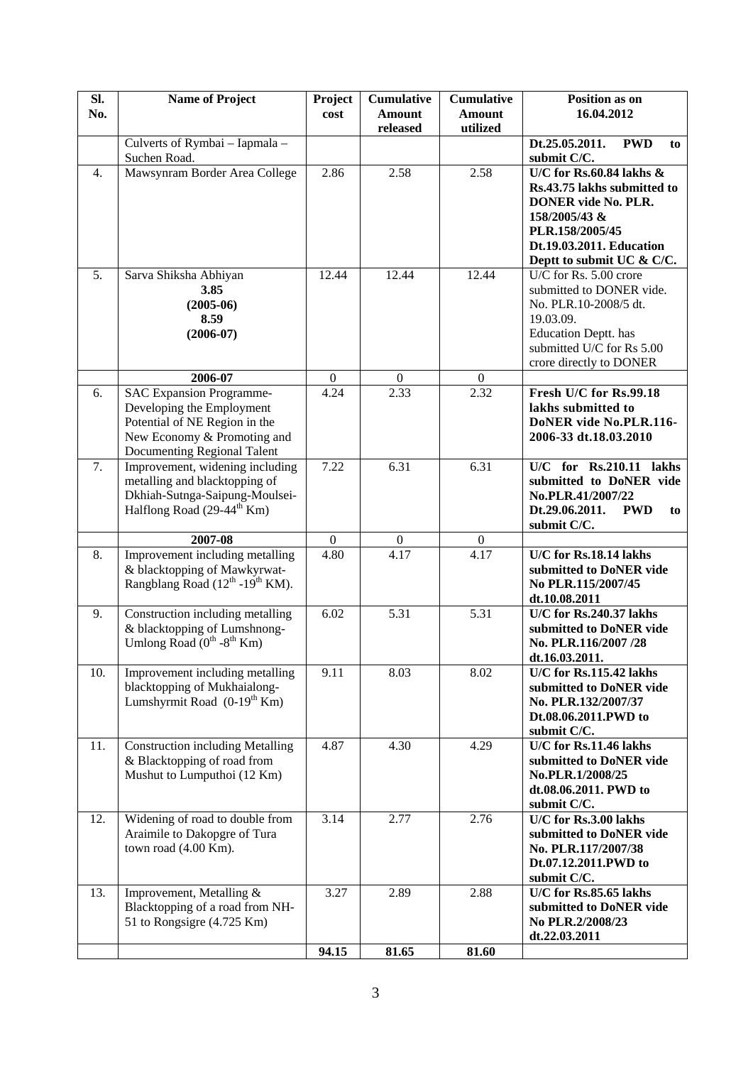| Sl. No. | Name of Project | Project cost | Cumulative Amount released | Cumulative Amount utilized | Position as on 16.04.2012 |
|---|---|---|---|---|---|
| | Culverts of Rymbai – Iapmala – Suchen Road. | | | | **Dt.25.05.2011. PWD to submit C/C.** |
| 4. | Mawsynram Border Area College | 2.86 | 2.58 | 2.58 | **U/C for Rs.60.84 lakhs & Rs.43.75 lakhs submitted to DONER vide No. PLR. 158/2005/43 & PLR.158/2005/45 Dt.19.03.2011. Education Deptt to submit UC & C/C.** |
| 5. | Sarva Shiksha Abhiyan **3.85 (2005-06) 8.59 (2006-07)** | 12.44 | 12.44 | 12.44 | U/C for Rs. 5.00 crore submitted to DONER vide. No. PLR.10-2008/5 dt. 19.03.09. Education Deptt. has submitted U/C for Rs 5.00 crore directly to DONER |
| | **2006-07** | 0 | 0 | 0 | |
| 6. | SAC Expansion Programme- Developing the Employment Potential of NE Region in the New Economy & Promoting and Documenting Regional Talent | 4.24 | 2.33 | 2.32 | **Fresh U/C for Rs.99.18 lakhs submitted to DoNER vide No.PLR.116-2006-33 dt.18.03.2010** |
| 7. | Improvement, widening including metalling and blacktopping of Dkhiah-Sutnga-Saipung-Moulsei-Halflong Road (29-44th Km) | 7.22 | 6.31 | 6.31 | **U/C for Rs.210.11 lakhs submitted to DoNER vide No.PLR.41/2007/22 Dt.29.06.2011. PWD to submit C/C.** |
| | **2007-08** | 0 | 0 | 0 | |
| 8. | Improvement including metalling & blacktopping of Mawkyrwat-Rangblang Road (12th -19th KM). | 4.80 | 4.17 | 4.17 | **U/C for Rs.18.14 lakhs submitted to DoNER vide No PLR.115/2007/45 dt.10.08.2011** |
| 9. | Construction including metalling & blacktopping of Lumshnong-Umlong Road (0th -8th Km) | 6.02 | 5.31 | 5.31 | **U/C for Rs.240.37 lakhs submitted to DoNER vide No. PLR.116/2007 /28 dt.16.03.2011.** |
| 10. | Improvement including metalling blacktopping of Mukhaialong-Lumshyrmit Road (0-19th Km) | 9.11 | 8.03 | 8.02 | **U/C for Rs.115.42 lakhs submitted to DoNER vide No. PLR.132/2007/37 Dt.08.06.2011.PWD to submit C/C.** |
| 11. | Construction including Metalling & Blacktopping of road from Mushut to Lumputhoi (12 Km) | 4.87 | 4.30 | 4.29 | **U/C for Rs.11.46 lakhs submitted to DoNER vide No.PLR.1/2008/25 dt.08.06.2011. PWD to submit C/C.** |
| 12. | Widening of road to double from Araimile to Dakopgre of Tura town road (4.00 Km). | 3.14 | 2.77 | 2.76 | **U/C for Rs.3.00 lakhs submitted to DoNER vide No. PLR.117/2007/38 Dt.07.12.2011.PWD to submit C/C.** |
| 13. | Improvement, Metalling & Blacktopping of a road from NH-51 to Rongsigre (4.725 Km) | 3.27 | 2.89 | 2.88 | **U/C for Rs.85.65 lakhs submitted to DoNER vide No PLR.2/2008/23 dt.22.03.2011** |
| | | **94.15** | **81.65** | **81.60** | |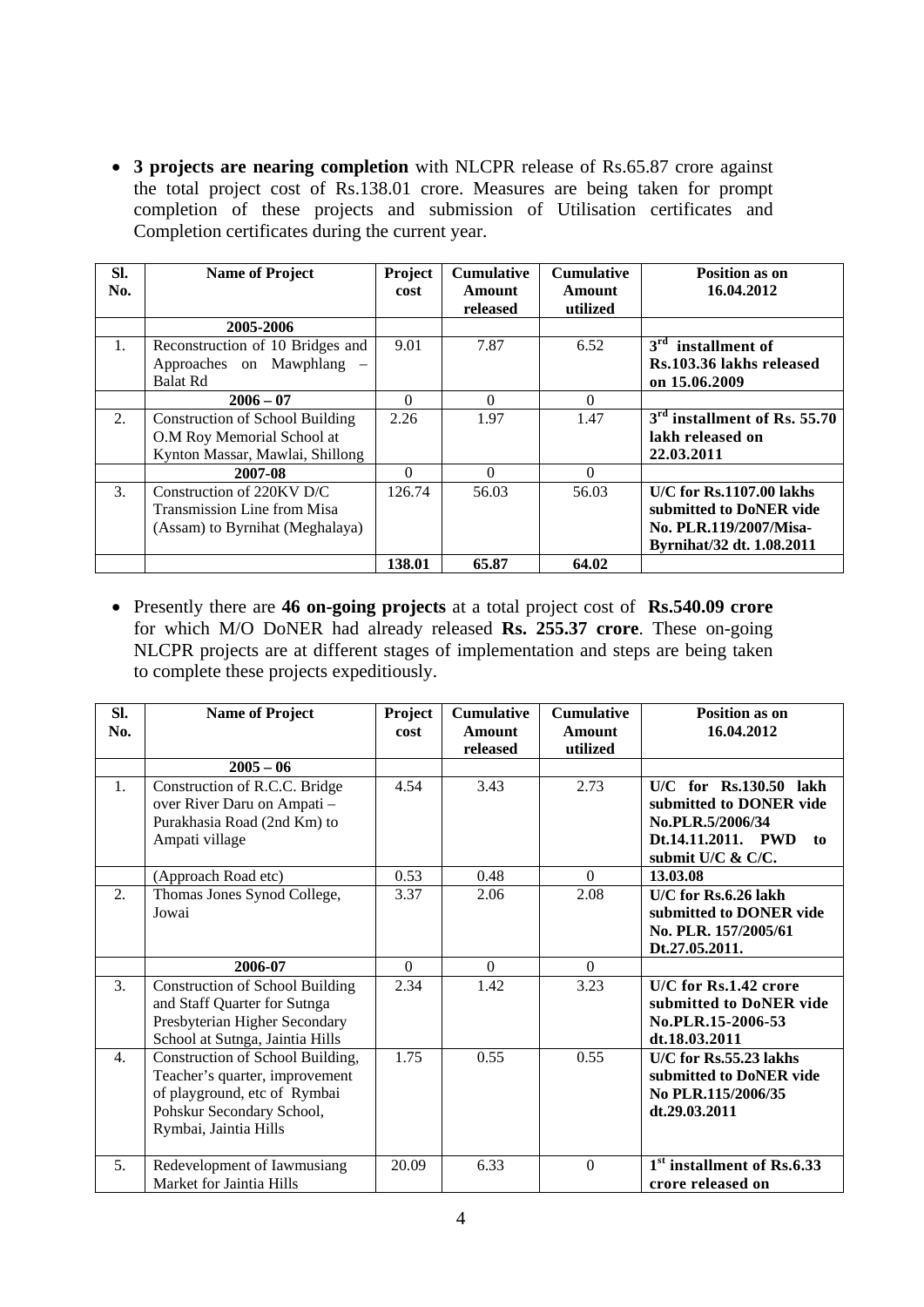- **3 projects are nearing completion** with NLCPR release of Rs.65.87 crore against the total project cost of Rs.138.01 crore. Measures are being taken for prompt completion of these projects and submission of Utilisation certificates and Completion certificates during the current year.

| Sl. No. | Name of Project | Project cost | Cumulative Amount released | Cumulative Amount utilized | Position as on 16.04.2012 |
|---|---|---|---|---|---|
| | **2005-2006** | | | | |
| 1. | Reconstruction of 10 Bridges and Approaches on Mawphlang – Balat Rd | 9.01 | 7.87 | 6.52 | **3rd installment of Rs.103.36 lakhs released on 15.06.2009** |
| | **2006 – 07** | 0 | 0 | 0 | |
| 2. | Construction of School Building O.M Roy Memorial School at Kynton Massar, Mawlai, Shillong | 2.26 | 1.97 | 1.47 | **3rd installment of Rs. 55.70 lakh released on 22.03.2011** |
| | **2007-08** | 0 | 0 | 0 | |
| 3. | Construction of 220KV D/C Transmission Line from Misa (Assam) to Byrnihat (Meghalaya) | 126.74 | 56.03 | 56.03 | **U/C for Rs.1107.00 lakhs submitted to DoNER vide No. PLR.119/2007/Misa-Byrnihat/32 dt. 1.08.2011** |
| | | **138.01** | **65.87** | **64.02** | |

- Presently there are **46 on-going projects** at a total project cost of **Rs.540.09 crore** for which M/O DoNER had already released **Rs. 255.37 crore**. These on-going NLCPR projects are at different stages of implementation and steps are being taken to complete these projects expeditiously.

| Sl. No. | Name of Project | Project cost | Cumulative Amount released | Cumulative Amount utilized | Position as on 16.04.2012 |
|---|---|---|---|---|---|
| | **2005 – 06** | | | | |
| 1. | Construction of R.C.C. Bridge over River Daru on Ampati – Purakhasia Road (2nd Km) to Ampati village | 4.54 | 3.43 | 2.73 | **U/C for Rs.130.50 lakh submitted to DONER vide No.PLR.5/2006/34 Dt.14.11.2011. PWD to submit U/C & C/C.** |
| | (Approach Road etc) | 0.53 | 0.48 | 0 | **13.03.08** |
| 2. | Thomas Jones Synod College, Jowai | 3.37 | 2.06 | 2.08 | **U/C for Rs.6.26 lakh submitted to DONER vide No. PLR. 157/2005/61 Dt.27.05.2011.** |
| | **2006-07** | 0 | 0 | 0 | |
| 3. | Construction of School Building and Staff Quarter for Sutnga Presbyterian Higher Secondary School at Sutnga, Jaintia Hills | 2.34 | 1.42 | 3.23 | **U/C for Rs.1.42 crore submitted to DoNER vide No.PLR.15-2006-53 dt.18.03.2011** |
| 4. | Construction of School Building, Teacher's quarter, improvement of playground, etc of Rymbai Pohskur Secondary School, Rymbai, Jaintia Hills | 1.75 | 0.55 | 0.55 | **U/C for Rs.55.23 lakhs submitted to DoNER vide No PLR.115/2006/35 dt.29.03.2011** |
| 5. | Redevelopment of Iawmusiang Market for Jaintia Hills | 20.09 | 6.33 | 0 | **1st installment of Rs.6.33 crore released on** |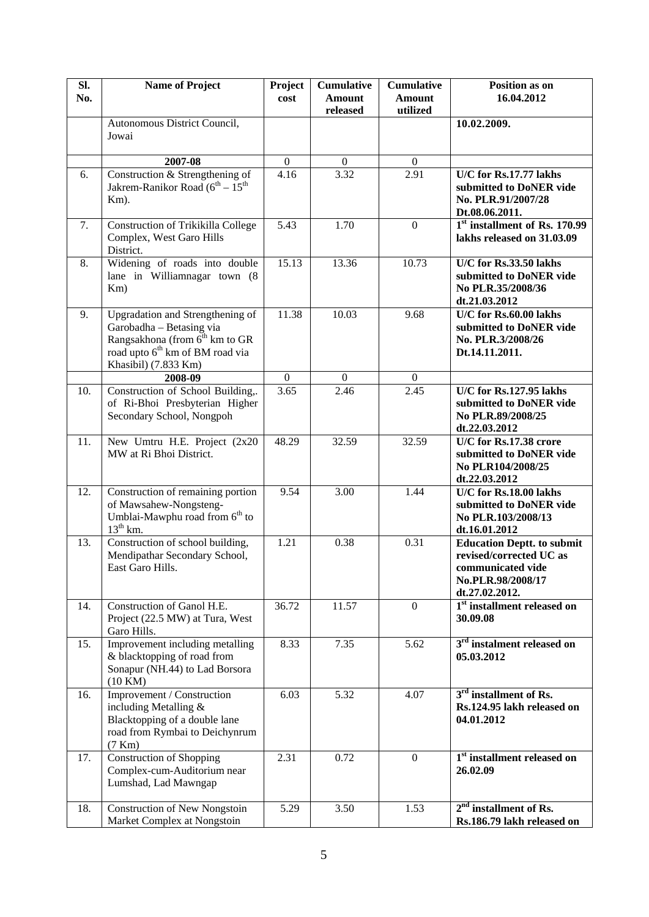| Sl. No. | Name of Project | Project cost | Cumulative Amount released | Cumulative Amount utilized | Position as on 16.04.2012 |
|---|---|---|---|---|---|
| | Autonomous District Council, Jowai | | | | **10.02.2009.** |
| | **2007-08** | 0 | 0 | 0 | |
| 6. | Construction & Strengthening of Jakrem-Ranikor Road ($6^{th}$ – $15^{th}$ Km). | 4.16 | 3.32 | 2.91 | **U/C for Rs.17.77 lakhs submitted to DoNER vide No. PLR.91/2007/28 Dt.08.06.2011.** |
| 7. | Construction of Trikikilla College Complex, West Garo Hills District. | 5.43 | 1.70 | 0 | **1st installment of Rs. 170.99 lakhs released on 31.03.09** |
| 8. | Widening of roads into double lane in Williamnagar town (8 Km) | 15.13 | 13.36 | 10.73 | **U/C for Rs.33.50 lakhs submitted to DoNER vide No PLR.35/2008/36 dt.21.03.2012** |
| 9. | Upgradation and Strengthening of Garobadha – Betasing via Rangsakhona (from $6^{th}$ km to GR road upto $6^{th}$ km of BM road via Khasibil) (7.833 Km) | 11.38 | 10.03 | 9.68 | **U/C for Rs.60.00 lakhs submitted to DoNER vide No. PLR.3/2008/26 Dt.14.11.2011.** |
| | **2008-09** | 0 | 0 | 0 | |
| 10. | Construction of School Building,. of Ri-Bhoi Presbyterian Higher Secondary School, Nongpoh | 3.65 | 2.46 | 2.45 | **U/C for Rs.127.95 lakhs submitted to DoNER vide No PLR.89/2008/25 dt.22.03.2012** |
| 11. | New Umtru H.E. Project (2x20 MW at Ri Bhoi District. | 48.29 | 32.59 | 32.59 | **U/C for Rs.17.38 crore submitted to DoNER vide No PLR104/2008/25 dt.22.03.2012** |
| 12. | Construction of remaining portion of Mawsahew-Nongsteng-Umblai-Mawphu road from $6^{th}$ to $13^{th}$ km. | 9.54 | 3.00 | 1.44 | **U/C for Rs.18.00 lakhs submitted to DoNER vide No PLR.103/2008/13 dt.16.01.2012** |
| 13. | Construction of school building, Mendipathar Secondary School, East Garo Hills. | 1.21 | 0.38 | 0.31 | **Education Deptt. to submit revised/corrected UC as communicated vide No.PLR.98/2008/17 dt.27.02.2012.** |
| 14. | Construction of Ganol H.E. Project (22.5 MW) at Tura, West Garo Hills. | 36.72 | 11.57 | 0 | **1st installment released on 30.09.08** |
| 15. | Improvement including metalling & blacktopping of road from Sonapur (NH.44) to Lad Borsora (10 KM) | 8.33 | 7.35 | 5.62 | **3rd instalment released on 05.03.2012** |
| 16. | Improvement / Construction including Metalling & Blacktopping of a double lane road from Rymbai to Deichynrum (7 Km) | 6.03 | 5.32 | 4.07 | **3rd installment of Rs. Rs.124.95 lakh released on 04.01.2012** |
| 17. | Construction of Shopping Complex-cum-Auditorium near Lumshad, Lad Mawngap | 2.31 | 0.72 | 0 | **1st installment released on 26.02.09** |
| 18. | Construction of New Nongstoin Market Complex at Nongstoin | 5.29 | 3.50 | 1.53 | **2nd installment of Rs. Rs.186.79 lakh released on** |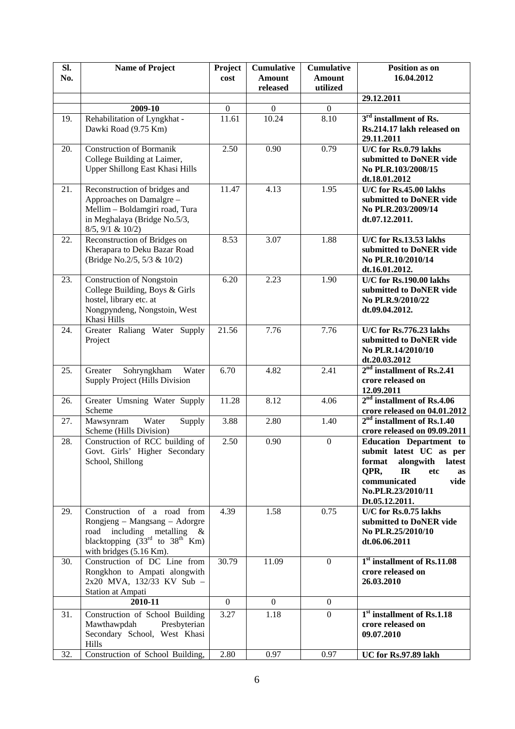| Sl. No. | Name of Project | Project cost | Cumulative Amount released | Cumulative Amount utilized | Position as on 16.04.2012 |
|---|---|---|---|---|---|
| | | | | | **29.12.2011** |
| | **2009-10** | 0 | 0 | 0 | |
| 19. | Rehabilitation of Lyngkhat - Dawki Road (9.75 Km) | 11.61 | 10.24 | 8.10 | **3rd installment of Rs. Rs.214.17 lakh released on 29.11.2011** |
| 20. | Construction of Bormanik College Building at Laimer, Upper Shillong East Khasi Hills | 2.50 | 0.90 | 0.79 | **U/C for Rs.0.79 lakhs submitted to DoNER vide No PLR.103/2008/15 dt.18.01.2012** |
| 21. | Reconstruction of bridges and Approaches on Damalgre – Mellim – Boldamgiri road, Tura in Meghalaya (Bridge No.5/3, 8/5, 9/1 & 10/2) | 11.47 | 4.13 | 1.95 | **U/C for Rs.45.00 lakhs submitted to DoNER vide No PLR.203/2009/14 dt.07.12.2011.** |
| 22. | Reconstruction of Bridges on Kherapara to Deku Bazar Road (Bridge No.2/5, 5/3 & 10/2) | 8.53 | 3.07 | 1.88 | **U/C for Rs.13.53 lakhs submitted to DoNER vide No PLR.10/2010/14 dt.16.01.2012.** |
| 23. | Construction of Nongstoin College Building, Boys & Girls hostel, library etc. at Nongpyndeng, Nongstoin, West Khasi Hills | 6.20 | 2.23 | 1.90 | **U/C for Rs.190.00 lakhs submitted to DoNER vide No PLR.9/2010/22 dt.09.04.2012.** |
| 24. | Greater Raliang Water Supply Project | 21.56 | 7.76 | 7.76 | **U/C for Rs.776.23 lakhs submitted to DoNER vide No PLR.14/2010/10 dt.20.03.2012** |
| 25. | Greater Sohryngkham Water Supply Project (Hills Division | 6.70 | 4.82 | 2.41 | **2nd installment of Rs.2.41 crore released on 12.09.2011** |
| 26. | Greater Umsning Water Supply Scheme | 11.28 | 8.12 | 4.06 | **2nd installment of Rs.4.06 crore released on 04.01.2012** |
| 27. | Mawsynram Water Supply Scheme (Hills Division) | 3.88 | 2.80 | 1.40 | **2nd installment of Rs.1.40 crore released on 09.09.2011** |
| 28. | Construction of RCC building of Govt. Girls' Higher Secondary School, Shillong | 2.50 | 0.90 | 0 | **Education Department to submit latest UC as per format alongwith latest QPR, IR etc as communicated vide No.PLR.23/2010/11 Dt.05.12.2011.** |
| 29. | Construction of a road from Rongjeng – Mangsang – Adorgre road including metalling & blacktopping (33rd to 38th Km) with bridges (5.16 Km). | 4.39 | 1.58 | 0.75 | **U/C for Rs.0.75 lakhs submitted to DoNER vide No PLR.25/2010/10 dt.06.06.2011** |
| 30. | Construction of DC Line from Rongkhon to Ampati alongwith 2x20 MVA, 132/33 KV Sub – Station at Ampati | 30.79 | 11.09 | 0 | **1st installment of Rs.11.08 crore released on 26.03.2010** |
| | **2010-11** | 0 | 0 | 0 | |
| 31. | Construction of School Building Mawthawpdah Presbyterian Secondary School, West Khasi Hills | 3.27 | 1.18 | 0 | **1st installment of Rs.1.18 crore released on 09.07.2010** |
| 32. | Construction of School Building, | 2.80 | 0.97 | 0.97 | **UC for Rs.97.89 lakh** |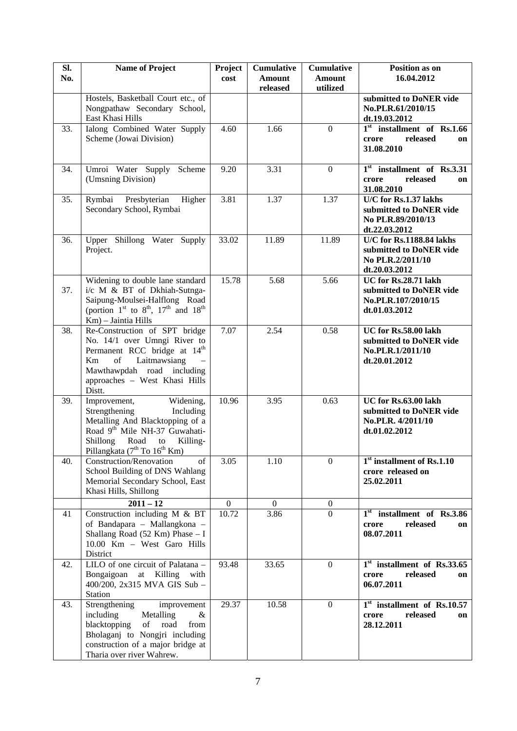| Sl. No. | Name of Project | Project cost | Cumulative Amount released | Cumulative Amount utilized | Position as on 16.04.2012 |
|---|---|---|---|---|---|
| | Hostels, Basketball Court etc., of Nongpathaw Secondary School, East Khasi Hills | | | | **submitted to DoNER vide No.PLR.61/2010/15 dt.19.03.2012** |
| 33. | Ialong Combined Water Supply Scheme (Jowai Division) | 4.60 | 1.66 | 0 | **1st installment of Rs.1.66 crore released on 31.08.2010** |
| 34. | Umroi Water Supply Scheme (Umsning Division) | 9.20 | 3.31 | 0 | **1st installment of Rs.3.31 crore released on 31.08.2010** |
| 35. | Rymbai Presbyterian Higher Secondary School, Rymbai | 3.81 | 1.37 | 1.37 | **U/C for Rs.1.37 lakhs submitted to DoNER vide No PLR.89/2010/13 dt.22.03.2012** |
| 36. | Upper Shillong Water Supply Project. | 33.02 | 11.89 | 11.89 | **U/C for Rs.1188.84 lakhs submitted to DoNER vide No PLR.2/2011/10 dt.20.03.2012** |
| 37. | Widening to double lane standard i/c M & BT of Dkhiah-Sutnga-Saipung-Moulsei-Halflong Road (portion 1st to 8th, 17th and 18th Km) – Jaintia Hills | 15.78 | 5.68 | 5.66 | **UC for Rs.28.71 lakh submitted to DoNER vide No.PLR.107/2010/15 dt.01.03.2012** |
| 38. | Re-Construction of SPT bridge No. 14/1 over Umngi River to Permanent RCC bridge at 14th Km of Laitmawsiang – Mawthawpdah road including approaches – West Khasi Hills Distt. | 7.07 | 2.54 | 0.58 | **UC for Rs.58.00 lakh submitted to DoNER vide No.PLR.1/2011/10 dt.20.01.2012** |
| 39. | Improvement, Widening, Strengthening Including Metalling And Blacktopping of a Road 9th Mile NH-37 Guwahati-Shillong Road to Killing-Pillangkata (7th To 16th Km) | 10.96 | 3.95 | 0.63 | **UC for Rs.63.00 lakh submitted to DoNER vide No.PLR. 4/2011/10 dt.01.02.2012** |
| 40. | Construction/Renovation of School Building of DNS Wahlang Memorial Secondary School, East Khasi Hills, Shillong | 3.05 | 1.10 | 0 | **1st installment of Rs.1.10 crore released on 25.02.2011** |
| | **2011 – 12** | 0 | 0 | 0 | |
| 41 | Construction including M & BT of Bandapara – Mallangkona – Shallang Road (52 Km) Phase – I 10.00 Km – West Garo Hills District | 10.72 | 3.86 | 0 | **1st installment of Rs.3.86 crore released on 08.07.2011** |
| 42. | LILO of one circuit of Palatana – Bongaigoan at Killing with 400/200, 2x315 MVA GIS Sub – Station | 93.48 | 33.65 | 0 | **1st installment of Rs.33.65 crore released on 06.07.2011** |
| 43. | Strengthening improvement including Metalling & blacktopping of road from Bholaganj to Nongjri including construction of a major bridge at Tharia over river Wahrew. | 29.37 | 10.58 | 0 | **1st installment of Rs.10.57 crore released on 28.12.2011** |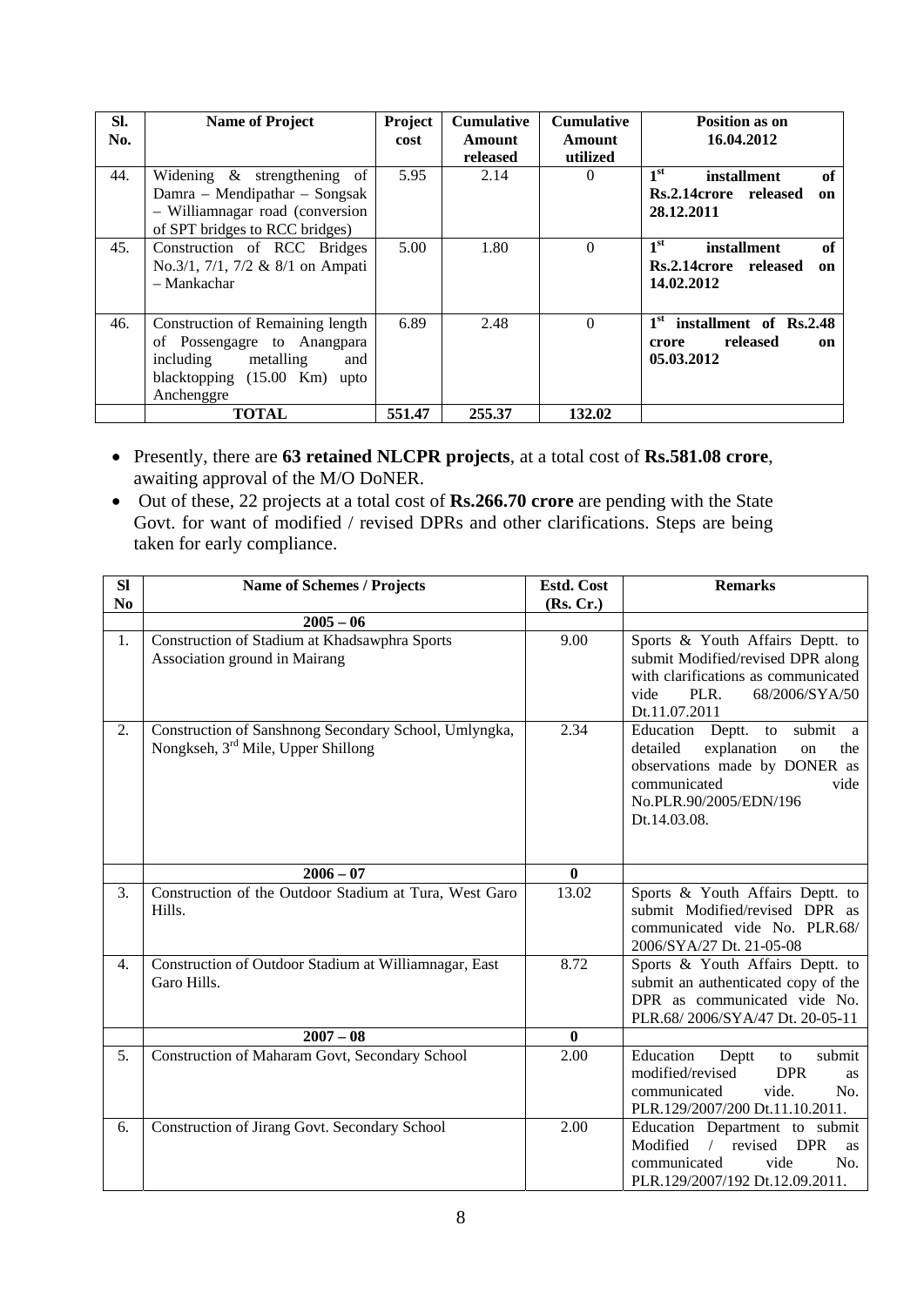| Sl. No. | Name of Project | Project cost | Cumulative Amount released | Cumulative Amount utilized | Position as on 16.04.2012 |
|---|---|---|---|---|---|
| 44. | Widening & strengthening of Damra – Mendipathar – Songsak – Williamnagar road (conversion of SPT bridges to RCC bridges) | 5.95 | 2.14 | 0 | **1st installment of Rs.2.14crore released on 28.12.2011** |
| 45. | Construction of RCC Bridges No.3/1, 7/1, 7/2 & 8/1 on Ampati – Mankachar | 5.00 | 1.80 | 0 | **1st installment of Rs.2.14crore released on 14.02.2012** |
| 46. | Construction of Remaining length of Possengagre to Anangpara including metalling and blacktopping (15.00 Km) upto Anchenggre | 6.89 | 2.48 | 0 | **1st installment of Rs.2.48 crore released on 05.03.2012** |
| | **TOTAL** | **551.47** | **255.37** | **132.02** | |

- Presently, there are **63 retained NLCPR projects**, at a total cost of **Rs.581.08 crore**, awaiting approval of the M/O DoNER.
- Out of these, 22 projects at a total cost of **Rs.266.70 crore** are pending with the State Govt. for want of modified / revised DPRs and other clarifications. Steps are being taken for early compliance.

| Sl No | Name of Schemes / Projects | Estd. Cost (Rs. Cr.) | Remarks |
|---|---|---|---|
| | **2005 – 06** | | |
| 1. | Construction of Stadium at Khadsawphra Sports Association ground in Mairang | 9.00 | Sports & Youth Affairs Deptt. to submit Modified/revised DPR along with clarifications as communicated vide PLR. 68/2006/SYA/50 Dt.11.07.2011 |
| 2. | Construction of Sanshnong Secondary School, Umlyngka, Nongkseh, 3rd Mile, Upper Shillong | 2.34 | Education Deptt. to submit a detailed explanation on the observations made by DONER as communicated vide No.PLR.90/2005/EDN/196 Dt.14.03.08. |
| | **2006 – 07** | **0** | |
| 3. | Construction of the Outdoor Stadium at Tura, West Garo Hills. | 13.02 | Sports & Youth Affairs Deptt. to submit Modified/revised DPR as communicated vide No. PLR.68/ 2006/SYA/27 Dt. 21-05-08 |
| 4. | Construction of Outdoor Stadium at Williamnagar, East Garo Hills. | 8.72 | Sports & Youth Affairs Deptt. to submit an authenticated copy of the DPR as communicated vide No. PLR.68/ 2006/SYA/47 Dt. 20-05-11 |
| | **2007 – 08** | **0** | |
| 5. | Construction of Maharam Govt, Secondary School | 2.00 | Education Deptt to submit modified/revised DPR as communicated vide. No. PLR.129/2007/200 Dt.11.10.2011. |
| 6. | Construction of Jirang Govt. Secondary School | 2.00 | Education Department to submit Modified / revised DPR as communicated vide No. PLR.129/2007/192 Dt.12.09.2011. |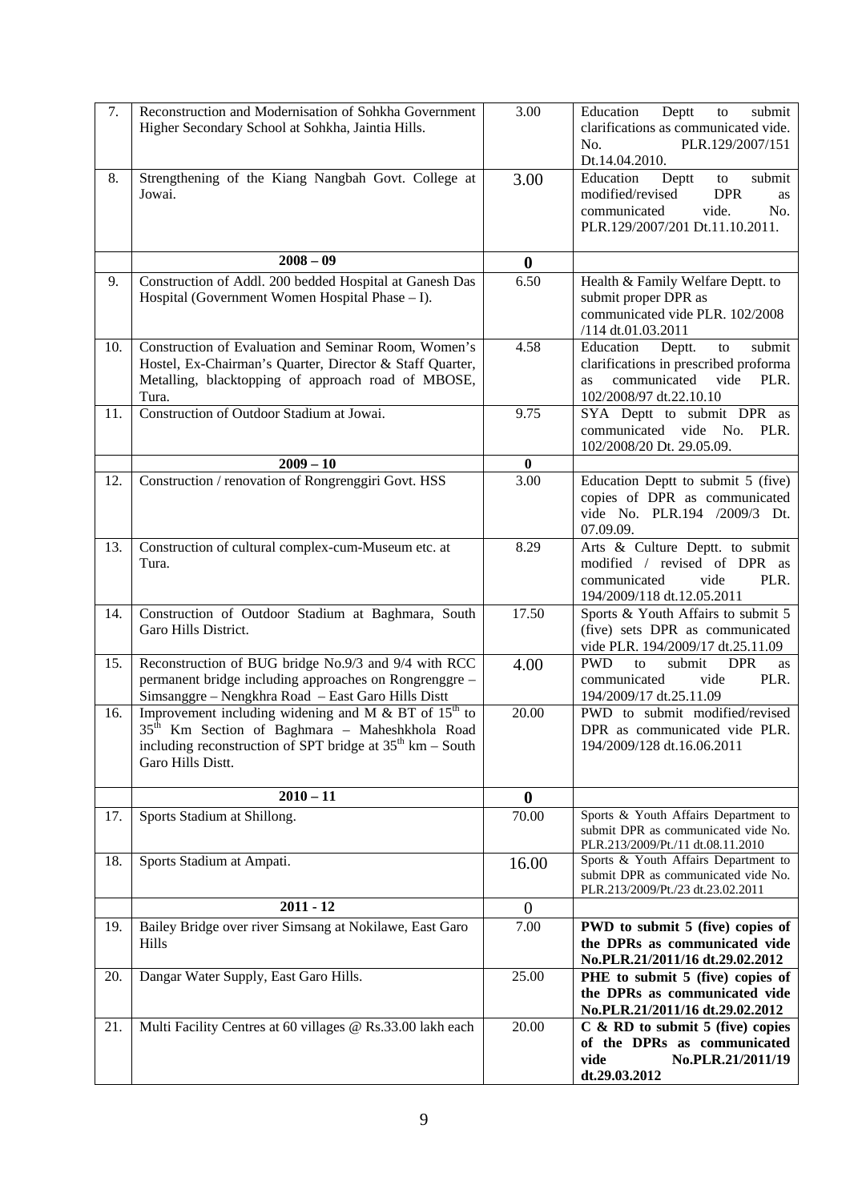| 7. | Reconstruction and Modernisation of Sohkha Government Higher Secondary School at Sohkha, Jaintia Hills. | 3.00 | Education Deptt to submit clarifications as communicated vide. No. PLR.129/2007/151 Dt.14.04.2010. |
|---|---|---|---|
| 8. | Strengthening of the Kiang Nangbah Govt. College at Jowai. | 3.00 | Education Deptt to submit modified/revised DPR as communicated vide. No. PLR.129/2007/201 Dt.11.10.2011. |
| | **2008 – 09** | **0** | |
| 9. | Construction of Addl. 200 bedded Hospital at Ganesh Das Hospital (Government Women Hospital Phase – I). | 6.50 | Health & Family Welfare Deptt. to submit proper DPR as communicated vide PLR. 102/2008 /114 dt.01.03.2011 |
| 10. | Construction of Evaluation and Seminar Room, Women's Hostel, Ex-Chairman's Quarter, Director & Staff Quarter, Metalling, blacktopping of approach road of MBOSE, Tura. | 4.58 | Education Deptt. to submit clarifications in prescribed proforma as communicated vide PLR. 102/2008/97 dt.22.10.10 |
| 11. | Construction of Outdoor Stadium at Jowai. | 9.75 | SYA Deptt to submit DPR as communicated vide No. PLR. 102/2008/20 Dt. 29.05.09. |
| | **2009 – 10** | **0** | |
| 12. | Construction / renovation of Rongrenggiri Govt. HSS | 3.00 | Education Deptt to submit 5 (five) copies of DPR as communicated vide No. PLR.194 /2009/3 Dt. 07.09.09. |
| 13. | Construction of cultural complex-cum-Museum etc. at Tura. | 8.29 | Arts & Culture Deptt. to submit modified / revised of DPR as communicated vide PLR. 194/2009/118 dt.12.05.2011 |
| 14. | Construction of Outdoor Stadium at Baghmara, South Garo Hills District. | 17.50 | Sports & Youth Affairs to submit 5 (five) sets DPR as communicated vide PLR. 194/2009/17 dt.25.11.09 |
| 15. | Reconstruction of BUG bridge No.9/3 and 9/4 with RCC permanent bridge including approaches on Rongrenggre – Simsanggre – Nengkhra Road – East Garo Hills Distt | 4.00 | PWD to submit DPR as communicated vide PLR. 194/2009/17 dt.25.11.09 |
| 16. | Improvement including widening and M & BT of 15th to 35th Km Section of Baghmara – Maheshkhola Road including reconstruction of SPT bridge at 35th km – South Garo Hills Distt. | 20.00 | PWD to submit modified/revised DPR as communicated vide PLR. 194/2009/128 dt.16.06.2011 |
| | **2010 – 11** | **0** | |
| 17. | Sports Stadium at Shillong. | 70.00 | Sports & Youth Affairs Department to submit DPR as communicated vide No. PLR.213/2009/Pt./11 dt.08.11.2010 |
| 18. | Sports Stadium at Ampati. | 16.00 | Sports & Youth Affairs Department to submit DPR as communicated vide No. PLR.213/2009/Pt./23 dt.23.02.2011 |
| | **2011 - 12** | 0 | |
| 19. | Bailey Bridge over river Simsang at Nokilawe, East Garo Hills | 7.00 | **PWD to submit 5 (five) copies of the DPRs as communicated vide No.PLR.21/2011/16 dt.29.02.2012** |
| 20. | Dangar Water Supply, East Garo Hills. | 25.00 | **PHE to submit 5 (five) copies of the DPRs as communicated vide No.PLR.21/2011/16 dt.29.02.2012** |
| 21. | Multi Facility Centres at 60 villages @ Rs.33.00 lakh each | 20.00 | **C & RD to submit 5 (five) copies of the DPRs as communicated vide No.PLR.21/2011/19 dt.29.03.2012** |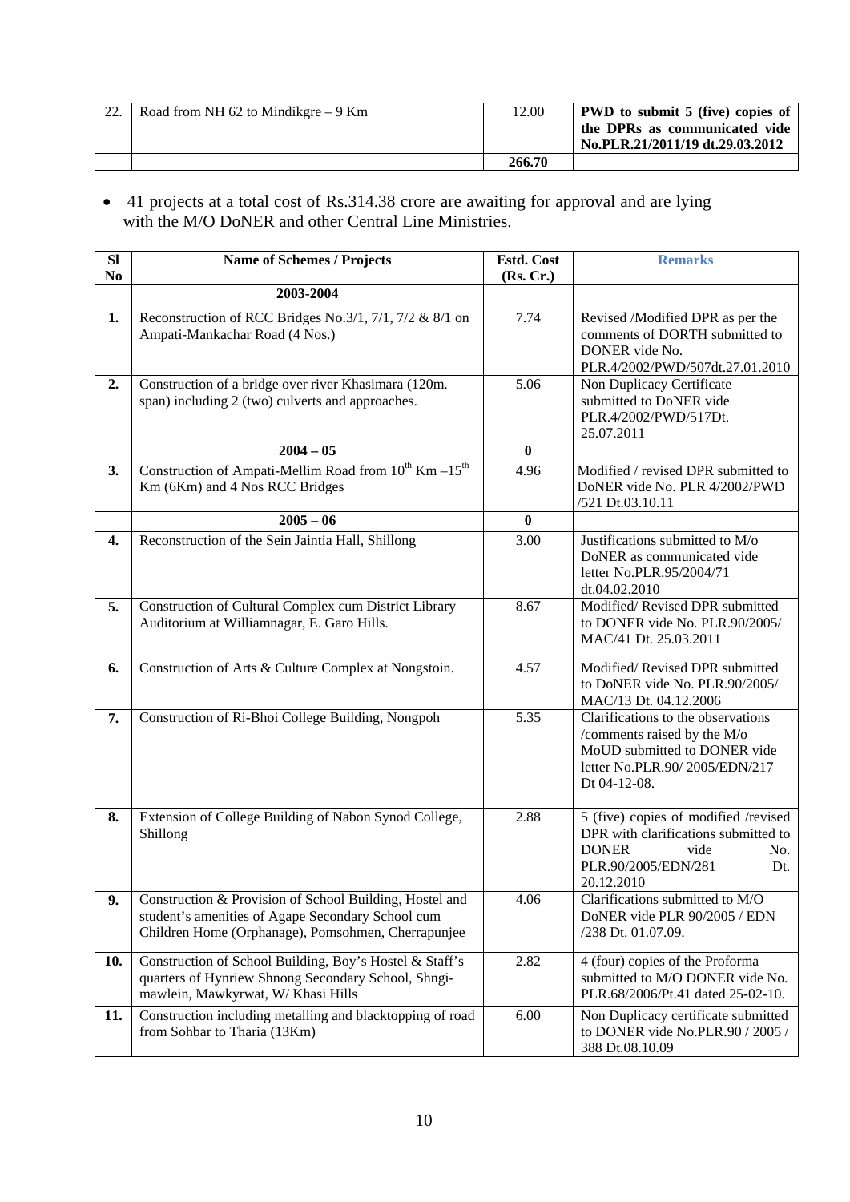| 22. | Road from NH 62 to Mindikgre – 9 Km | 12.00 | **PWD to submit 5 (five) copies of the DPRs as communicated vide No.PLR.21/2011/19 dt.29.03.2012** |
|---|---|---|---|
| | | **266.70** | |

- 41 projects at a total cost of Rs.314.38 crore are awaiting for approval and are lying with the M/O DoNER and other Central Line Ministries.

| Sl No | Name of Schemes / Projects | Estd. Cost (Rs. Cr.) | Remarks |
|---|---|---|---|
| | **2003-2004** | | |
| **1.** | Reconstruction of RCC Bridges No.3/1, 7/1, 7/2 & 8/1 on Ampati-Mankachar Road (4 Nos.) | 7.74 | Revised /Modified DPR as per the comments of DORTH submitted to DONER vide No. PLR.4/2002/PWD/507dt.27.01.2010 |
| **2.** | Construction of a bridge over river Khasimara (120m. span) including 2 (two) culverts and approaches. | 5.06 | Non Duplicacy Certificate submitted to DoNER vide PLR.4/2002/PWD/517Dt. 25.07.2011 |
| | **2004 – 05** | **0** | |
| **3.** | Construction of Ampati-Mellim Road from 10th Km –15th Km (6Km) and 4 Nos RCC Bridges | 4.96 | Modified / revised DPR submitted to DoNER vide No. PLR 4/2002/PWD /521 Dt.03.10.11 |
| | **2005 – 06** | **0** | |
| **4.** | Reconstruction of the Sein Jaintia Hall, Shillong | 3.00 | Justifications submitted to M/o DoNER as communicated vide letter No.PLR.95/2004/71 dt.04.02.2010 |
| **5.** | Construction of Cultural Complex cum District Library Auditorium at Williamnagar, E. Garo Hills. | 8.67 | Modified/ Revised DPR submitted to DONER vide No. PLR.90/2005/ MAC/41 Dt. 25.03.2011 |
| **6.** | Construction of Arts & Culture Complex at Nongstoin. | 4.57 | Modified/ Revised DPR submitted to DoNER vide No. PLR.90/2005/ MAC/13 Dt. 04.12.2006 |
| **7.** | Construction of Ri-Bhoi College Building, Nongpoh | 5.35 | Clarifications to the observations /comments raised by the M/o MoUD submitted to DONER vide letter No.PLR.90/ 2005/EDN/217 Dt 04-12-08. |
| **8.** | Extension of College Building of Nabon Synod College, Shillong | 2.88 | 5 (five) copies of modified /revised DPR with clarifications submitted to DONER vide No. PLR.90/2005/EDN/281 Dt. 20.12.2010 |
| **9.** | Construction & Provision of School Building, Hostel and student's amenities of Agape Secondary School cum Children Home (Orphanage), Pomsohmen, Cherrapunjee | 4.06 | Clarifications submitted to M/O DoNER vide PLR 90/2005 / EDN /238 Dt. 01.07.09. |
| **10.** | Construction of School Building, Boy's Hostel & Staff's quarters of Hynriew Shnong Secondary School, Shngi-mawlein, Mawkyrwat, W/ Khasi Hills | 2.82 | 4 (four) copies of the Proforma submitted to M/O DONER vide No. PLR.68/2006/Pt.41 dated 25-02-10. |
| **11.** | Construction including metalling and blacktopping of road from Sohbar to Tharia (13Km) | 6.00 | Non Duplicacy certificate submitted to DONER vide No.PLR.90 / 2005 / 388 Dt.08.10.09 |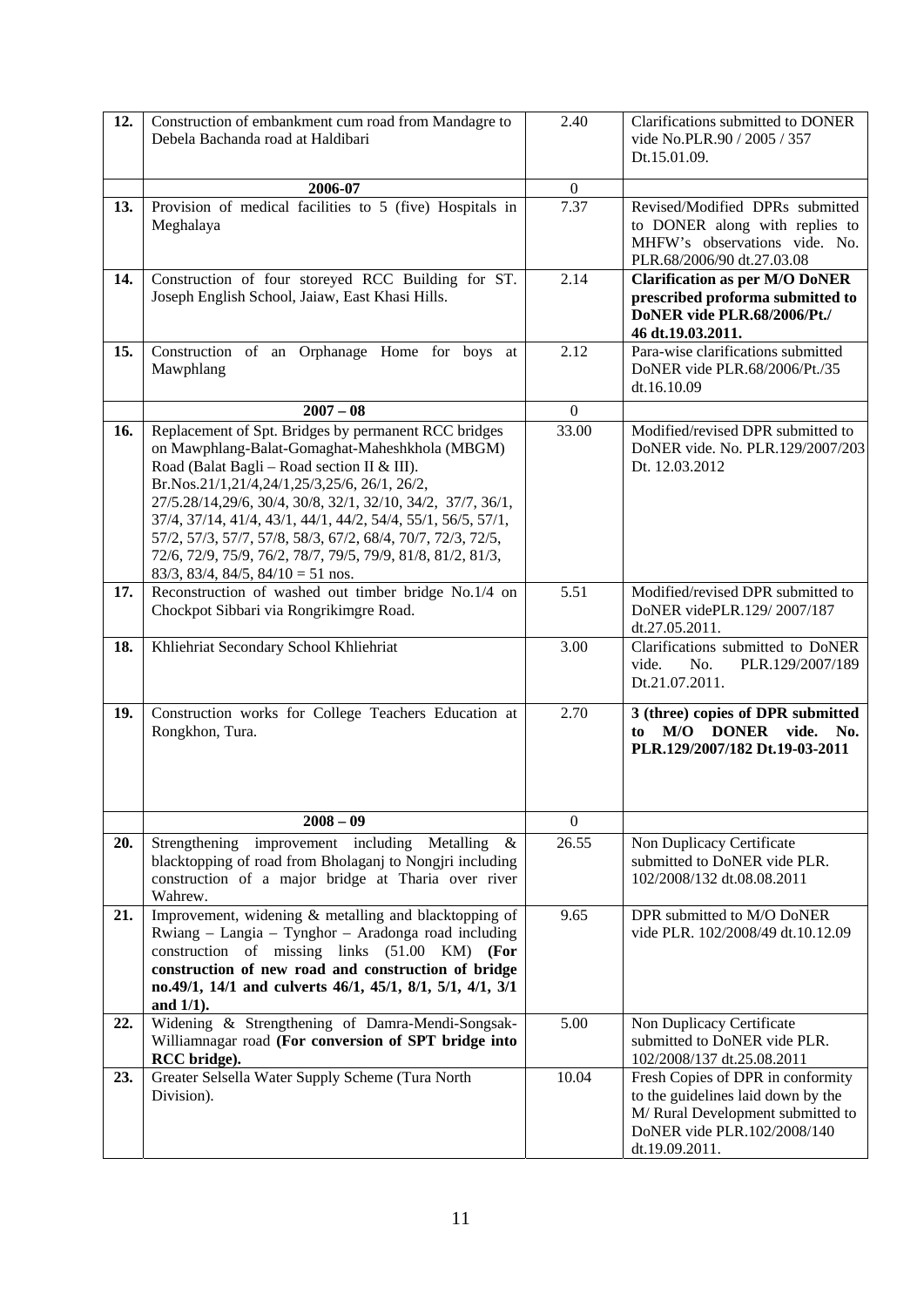| 12. | Construction of embankment cum road from Mandagre to Debela Bachanda road at Haldibari | 2.40 | Clarifications submitted to DONER vide No.PLR.90 / 2005 / 357 Dt.15.01.09. |
|---|---|---|---|
| | **2006-07** | 0 | |
| 13. | Provision of medical facilities to 5 (five) Hospitals in Meghalaya | 7.37 | Revised/Modified DPRs submitted to DONER along with replies to MHFW's observations vide. No. PLR.68/2006/90 dt.27.03.08 |
| 14. | Construction of four storeyed RCC Building for ST. Joseph English School, Jaiaw, East Khasi Hills. | 2.14 | **Clarification as per M/O DoNER prescribed proforma submitted to DoNER vide PLR.68/2006/Pt./ 46 dt.19.03.2011.** |
| 15. | Construction of an Orphanage Home for boys at Mawphlang | 2.12 | Para-wise clarifications submitted DoNER vide PLR.68/2006/Pt./35 dt.16.10.09 |
| | **2007 – 08** | 0 | |
| 16. | Replacement of Spt. Bridges by permanent RCC bridges on Mawphlang-Balat-Gomaghat-Maheshkhola (MBGM) Road (Balat Bagli – Road section II & III). Br.Nos.21/1,21/4,24/1,25/3,25/6, 26/1, 26/2, 27/5.28/14,29/6, 30/4, 30/8, 32/1, 32/10, 34/2, 37/7, 36/1, 37/4, 37/14, 41/4, 43/1, 44/1, 44/2, 54/4, 55/1, 56/5, 57/1, 57/2, 57/3, 57/7, 57/8, 58/3, 67/2, 68/4, 70/7, 72/3, 72/5, 72/6, 72/9, 75/9, 76/2, 78/7, 79/5, 79/9, 81/8, 81/2, 81/3, 83/3, 83/4, 84/5, 84/10 = 51 nos. | 33.00 | Modified/revised DPR submitted to DoNER vide. No. PLR.129/2007/203 Dt. 12.03.2012 |
| 17. | Reconstruction of washed out timber bridge No.1/4 on Chockpot Sibbari via Rongrikimgre Road. | 5.51 | Modified/revised DPR submitted to DoNER videPLR.129/ 2007/187 dt.27.05.2011. |
| 18. | Khliehriat Secondary School Khliehriat | 3.00 | Clarifications submitted to DoNER vide. No. PLR.129/2007/189 Dt.21.07.2011. |
| 19. | Construction works for College Teachers Education at Rongkhon, Tura. | 2.70 | **3 (three) copies of DPR submitted to M/O DONER vide. No. PLR.129/2007/182 Dt.19-03-2011** |
| | **2008 – 09** | 0 | |
| 20. | Strengthening improvement including Metalling & blacktopping of road from Bholaganj to Nongjri including construction of a major bridge at Tharia over river Wahrew. | 26.55 | Non Duplicacy Certificate submitted to DoNER vide PLR. 102/2008/132 dt.08.08.2011 |
| 21. | Improvement, widening & metalling and blacktopping of Rwiang – Langia – Tynghor – Aradonga road including construction of missing links (51.00 KM) **(For construction of new road and construction of bridge no.49/1, 14/1 and culverts 46/1, 45/1, 8/1, 5/1, 4/1, 3/1 and 1/1).** | 9.65 | DPR submitted to M/O DoNER vide PLR. 102/2008/49 dt.10.12.09 |
| 22. | Widening & Strengthening of Damra-Mendi-Songsak-Williamnagar road **(For conversion of SPT bridge into RCC bridge).** | 5.00 | Non Duplicacy Certificate submitted to DoNER vide PLR. 102/2008/137 dt.25.08.2011 |
| 23. | Greater Selsella Water Supply Scheme (Tura North Division). | 10.04 | Fresh Copies of DPR in conformity to the guidelines laid down by the M/ Rural Development submitted to DoNER vide PLR.102/2008/140 dt.19.09.2011. |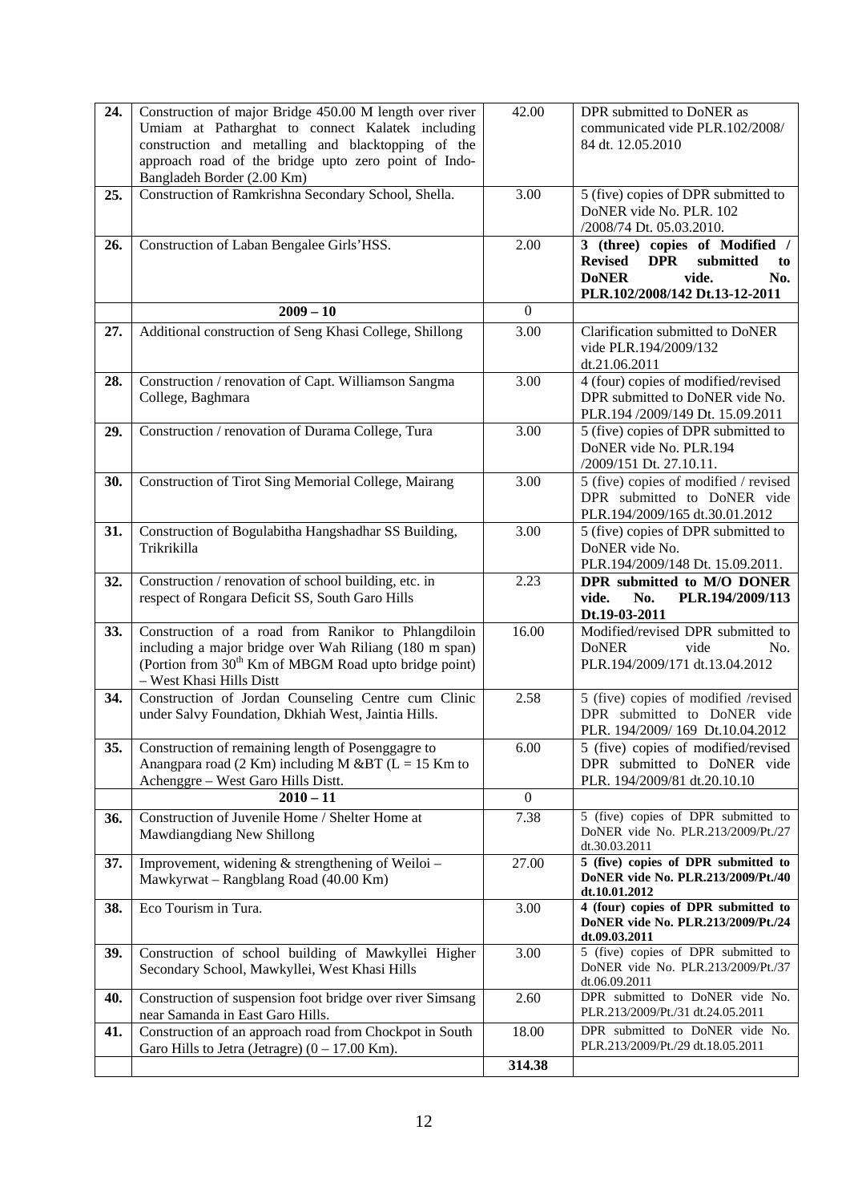| 24. | Construction of major Bridge 450.00 M length over river Umiam at Patharghat to connect Kalatek including construction and metalling and blacktopping of the approach road of the bridge upto zero point of Indo-Bangladeh Border (2.00 Km) | 42.00 | DPR submitted to DoNER as communicated vide PLR.102/2008/ 84 dt. 12.05.2010 |
|---|---|---|---|
| 25. | Construction of Ramkrishna Secondary School, Shella. | 3.00 | 5 (five) copies of DPR submitted to DoNER vide No. PLR. 102 /2008/74 Dt. 05.03.2010. |
| 26. | Construction of Laban Bengalee Girls'HSS. | 2.00 | **3 (three) copies of Modified / Revised DPR submitted to DoNER vide. No. PLR.102/2008/142 Dt.13-12-2011** |
| | **2009 – 10** | 0 | |
| 27. | Additional construction of Seng Khasi College, Shillong | 3.00 | Clarification submitted to DoNER vide PLR.194/2009/132 dt.21.06.2011 |
| 28. | Construction / renovation of Capt. Williamson Sangma College, Baghmara | 3.00 | 4 (four) copies of modified/revised DPR submitted to DoNER vide No. PLR.194 /2009/149 Dt. 15.09.2011 |
| 29. | Construction / renovation of Durama College, Tura | 3.00 | 5 (five) copies of DPR submitted to DoNER vide No. PLR.194 /2009/151 Dt. 27.10.11. |
| 30. | Construction of Tirot Sing Memorial College, Mairang | 3.00 | 5 (five) copies of modified / revised DPR submitted to DoNER vide PLR.194/2009/165 dt.30.01.2012 |
| 31. | Construction of Bogulabitha Hangshadhar SS Building, Trikrikilla | 3.00 | 5 (five) copies of DPR submitted to DoNER vide No. PLR.194/2009/148 Dt. 15.09.2011. |
| 32. | Construction / renovation of school building, etc. in respect of Rongara Deficit SS, South Garo Hills | 2.23 | **DPR submitted to M/O DONER vide. No. PLR.194/2009/113 Dt.19-03-2011** |
| 33. | Construction of a road from Ranikor to Phlangdiloin including a major bridge over Wah Riliang (180 m span) (Portion from 30th Km of MBGM Road upto bridge point) – West Khasi Hills Distt | 16.00 | Modified/revised DPR submitted to DoNER vide No. PLR.194/2009/171 dt.13.04.2012 |
| 34. | Construction of Jordan Counseling Centre cum Clinic under Salvy Foundation, Dkhiah West, Jaintia Hills. | 2.58 | 5 (five) copies of modified /revised DPR submitted to DoNER vide PLR. 194/2009/ 169 Dt.10.04.2012 |
| 35. | Construction of remaining length of Posenggagre to Anangpara road (2 Km) including M &BT (L = 15 Km to Achenggre – West Garo Hills Distt. | 6.00 | 5 (five) copies of modified/revised DPR submitted to DoNER vide PLR. 194/2009/81 dt.20.10.10 |
| | **2010 – 11** | 0 | |
| 36. | Construction of Juvenile Home / Shelter Home at Mawdiangdiang New Shillong | 7.38 | 5 (five) copies of DPR submitted to DoNER vide No. PLR.213/2009/Pt./27 dt.30.03.2011 |
| 37. | Improvement, widening & strengthening of Weiloi – Mawkyrwat – Rangblang Road (40.00 Km) | 27.00 | **5 (five) copies of DPR submitted to DoNER vide No. PLR.213/2009/Pt./40 dt.10.01.2012** |
| 38. | Eco Tourism in Tura. | 3.00 | **4 (four) copies of DPR submitted to DoNER vide No. PLR.213/2009/Pt./24 dt.09.03.2011** |
| 39. | Construction of school building of Mawkyllei Higher Secondary School, Mawkyllei, West Khasi Hills | 3.00 | 5 (five) copies of DPR submitted to DoNER vide No. PLR.213/2009/Pt./37 dt.06.09.2011 |
| 40. | Construction of suspension foot bridge over river Simsang near Samanda in East Garo Hills. | 2.60 | DPR submitted to DoNER vide No. PLR.213/2009/Pt./31 dt.24.05.2011 |
| 41. | Construction of an approach road from Chockpot in South Garo Hills to Jetra (Jetragre) (0 – 17.00 Km). | 18.00 | DPR submitted to DoNER vide No. PLR.213/2009/Pt./29 dt.18.05.2011 |
| | | **314.38** | |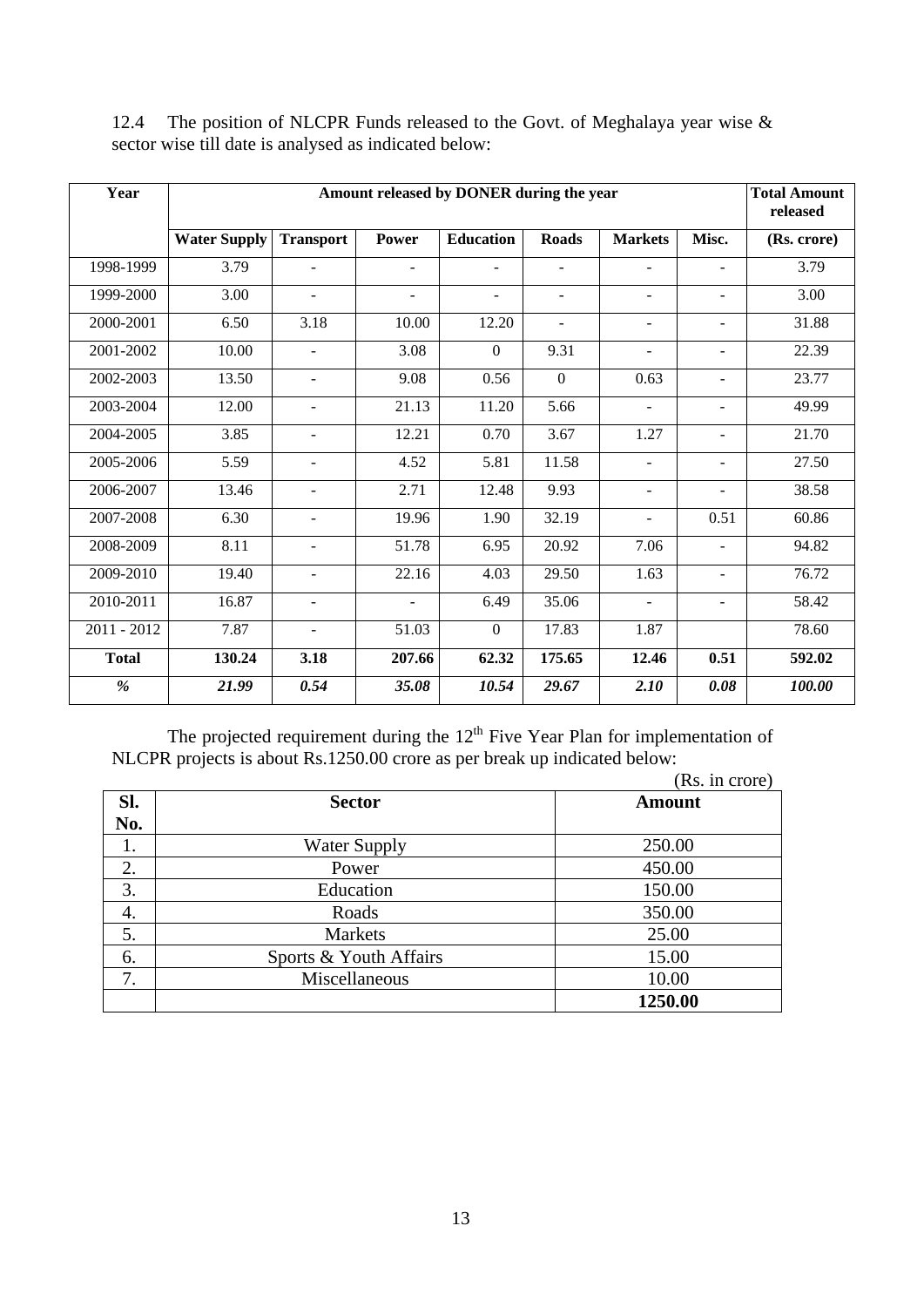12.4 The position of NLCPR Funds released to the Govt. of Meghalaya year wise & sector wise till date is analysed as indicated below:

| Year | Amount released by DONER during the year | | | | | | | Total Amount released |
|---|---|---|---|---|---|---|---|---|
| | **Water Supply** | **Transport** | **Power** | **Education** | **Roads** | **Markets** | **Misc.** | **(Rs. crore)** |
| 1998-1999 | 3.79 | - | - | - | - | - | - | 3.79 |
| 1999-2000 | 3.00 | - | - | - | - | - | - | 3.00 |
| 2000-2001 | 6.50 | 3.18 | 10.00 | 12.20 | - | - | - | 31.88 |
| 2001-2002 | 10.00 | - | 3.08 | 0 | 9.31 | - | - | 22.39 |
| 2002-2003 | 13.50 | - | 9.08 | 0.56 | 0 | 0.63 | - | 23.77 |
| 2003-2004 | 12.00 | - | 21.13 | 11.20 | 5.66 | - | - | 49.99 |
| 2004-2005 | 3.85 | - | 12.21 | 0.70 | 3.67 | 1.27 | - | 21.70 |
| 2005-2006 | 5.59 | - | 4.52 | 5.81 | 11.58 | - | - | 27.50 |
| 2006-2007 | 13.46 | - | 2.71 | 12.48 | 9.93 | - | - | 38.58 |
| 2007-2008 | 6.30 | - | 19.96 | 1.90 | 32.19 | - | 0.51 | 60.86 |
| 2008-2009 | 8.11 | - | 51.78 | 6.95 | 20.92 | 7.06 | - | 94.82 |
| 2009-2010 | 19.40 | - | 22.16 | 4.03 | 29.50 | 1.63 | - | 76.72 |
| 2010-2011 | 16.87 | - | - | 6.49 | 35.06 | - | - | 58.42 |
| 2011 - 2012 | 7.87 | - | 51.03 | 0 | 17.83 | 1.87 | | 78.60 |
| **Total** | **130.24** | **3.18** | **207.66** | **62.32** | **175.65** | **12.46** | **0.51** | **592.02** |
| ***%*** | ***21.99*** | ***0.54*** | ***35.08*** | ***10.54*** | ***29.67*** | ***2.10*** | ***0.08*** | ***100.00*** |

The projected requirement during the 12th Five Year Plan for implementation of NLCPR projects is about Rs.1250.00 crore as per break up indicated below:

(Rs. in crore)

| Sl. No. | Sector | Amount |
|---|---|---|
| 1. | Water Supply | 250.00 |
| 2. | Power | 450.00 |
| 3. | Education | 150.00 |
| 4. | Roads | 350.00 |
| 5. | Markets | 25.00 |
| 6. | Sports & Youth Affairs | 15.00 |
| 7. | Miscellaneous | 10.00 |
| | | **1250.00** |